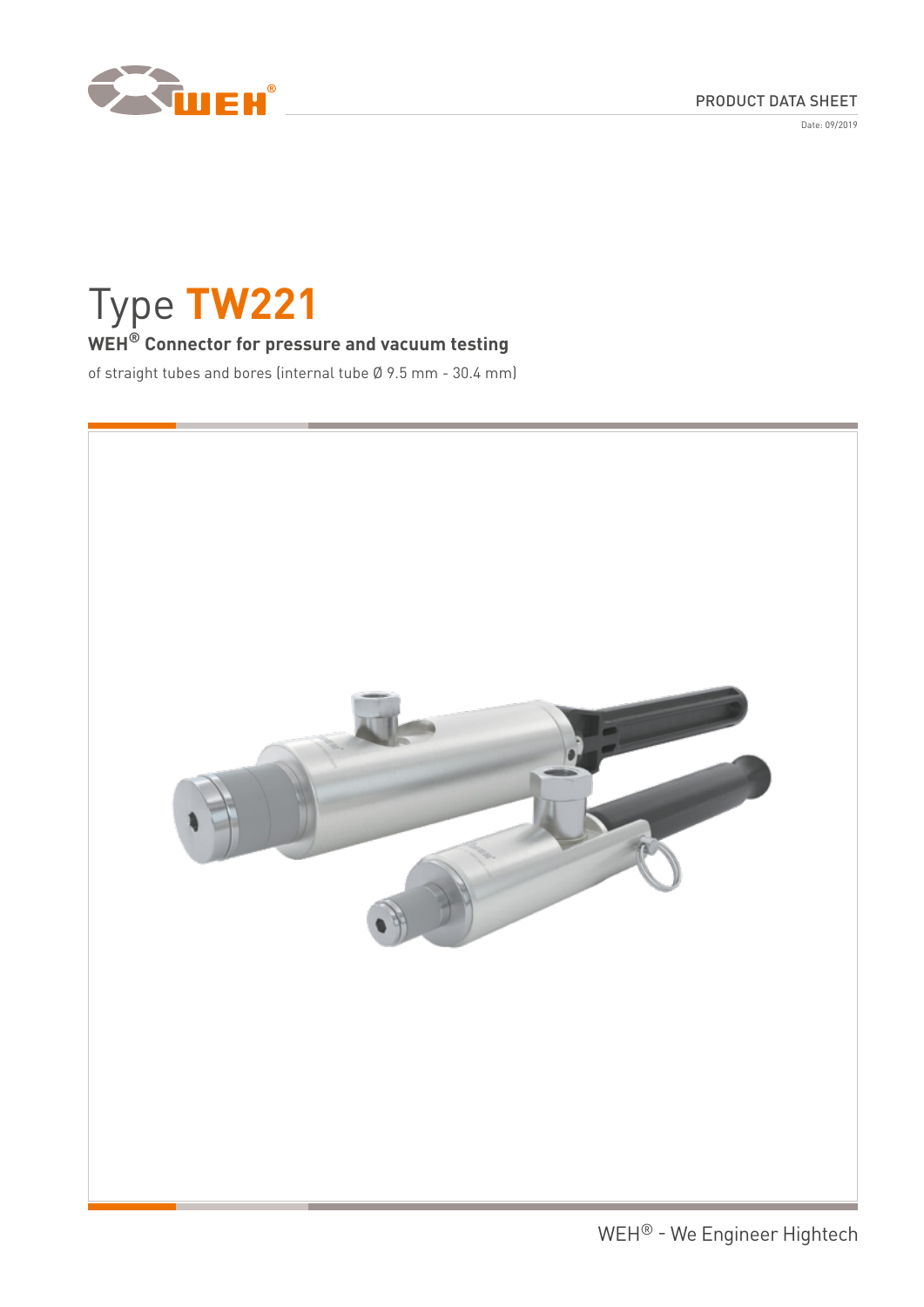PRODUCT DATA SHEET

Date: 09/2019

# Type TW221

## WEH® Connector for pressure and vacuum testing

of straight tubes and bores (internal tube Ø 9.5 mm - 30.4 mm)

WEH® - We Engineer Hightech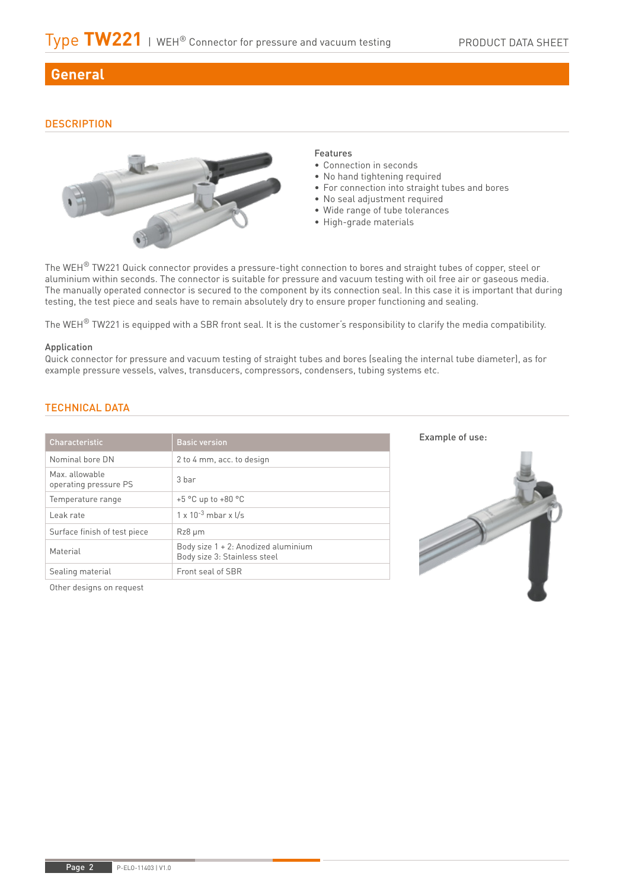## General

### DESCRIPTION

Features

- Connection in seconds
- No hand tightening required
- For connection into straight tubes and bores
- No seal adjustment required
- Wide range of tube tolerances
- High-grade materials

The WEH® TW221 Quick connector provides a pressure-tight connection to bores and straight tubes of copper, steel or aluminium within seconds. The connector is suitable for pressure and vacuum testing with oil free air or gaseous media. The manually operated connector is secured to the component by its connection seal. In this case it is important that during testing, the test piece and seals have to remain absolutely dry to ensure proper functioning and sealing.

The WEH® TW221 is equipped with a SBR front seal. It is the customer's responsibility to clarify the media compatibility.

Application

Quick connector for pressure and vacuum testing of straight tubes and bores (sealing the internal tube diameter), as for example pressure vessels, valves, transducers, compressors, condensers, tubing systems etc.

### TECHNICAL DATA

| Characteristic | Basic version |
|---|---|
| Nominal bore DN | 2 to 4 mm, acc. to design |
| Max. allowable operating pressure PS | 3 bar |
| Temperature range | +5 °C up to +80 °C |
| Leak rate | 1 x $10^{-3}$ mbar x l/s |
| Surface finish of test piece | Rz8 µm |
| Material | Body size 1 + 2: Anodized aluminium<br>Body size 3: Stainless steel |
| Sealing material | Front seal of SBR |

Other designs on request

Example of use: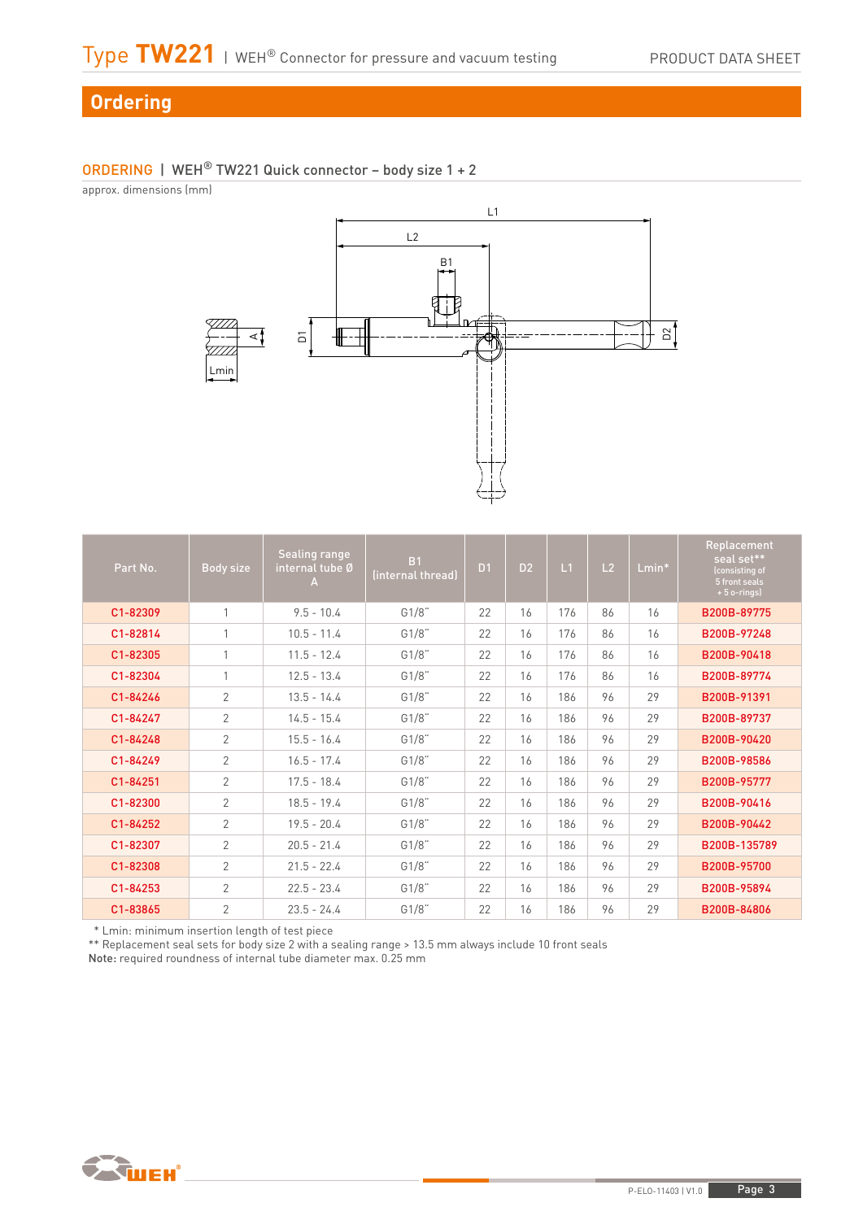## Ordering

### ORDERING | WEH® TW221 Quick connector – body size 1 + 2

approx. dimensions (mm)

| Part No. | Body size | Sealing range internal tube Ø A | B1 (internal thread) | D1 | D2 | L1 | L2 | Lmin* | Replacement seal set** (consisting of 5 front seals + 5 o-rings) |
|---|---|---|---|---|---|---|---|---|---|
| C1-82309 | 1 | 9.5 - 10.4 | G1/8" | 22 | 16 | 176 | 86 | 16 | B200B-89775 |
| C1-82814 | 1 | 10.5 - 11.4 | G1/8" | 22 | 16 | 176 | 86 | 16 | B200B-97248 |
| C1-82305 | 1 | 11.5 - 12.4 | G1/8" | 22 | 16 | 176 | 86 | 16 | B200B-90418 |
| C1-82304 | 1 | 12.5 - 13.4 | G1/8" | 22 | 16 | 176 | 86 | 16 | B200B-89774 |
| C1-84246 | 2 | 13.5 - 14.4 | G1/8" | 22 | 16 | 186 | 96 | 29 | B200B-91391 |
| C1-84247 | 2 | 14.5 - 15.4 | G1/8" | 22 | 16 | 186 | 96 | 29 | B200B-89737 |
| C1-84248 | 2 | 15.5 - 16.4 | G1/8" | 22 | 16 | 186 | 96 | 29 | B200B-90420 |
| C1-84249 | 2 | 16.5 - 17.4 | G1/8" | 22 | 16 | 186 | 96 | 29 | B200B-98586 |
| C1-84251 | 2 | 17.5 - 18.4 | G1/8" | 22 | 16 | 186 | 96 | 29 | B200B-95777 |
| C1-82300 | 2 | 18.5 - 19.4 | G1/8" | 22 | 16 | 186 | 96 | 29 | B200B-90416 |
| C1-84252 | 2 | 19.5 - 20.4 | G1/8" | 22 | 16 | 186 | 96 | 29 | B200B-90442 |
| C1-82307 | 2 | 20.5 - 21.4 | G1/8" | 22 | 16 | 186 | 96 | 29 | B200B-135789 |
| C1-82308 | 2 | 21.5 - 22.4 | G1/8" | 22 | 16 | 186 | 96 | 29 | B200B-95700 |
| C1-84253 | 2 | 22.5 - 23.4 | G1/8" | 22 | 16 | 186 | 96 | 29 | B200B-95894 |
| C1-83865 | 2 | 23.5 - 24.4 | G1/8" | 22 | 16 | 186 | 96 | 29 | B200B-84806 |

* Lmin: minimum insertion length of test piece
** Replacement seal sets for body size 2 with a sealing range > 13.5 mm always include 10 front seals
**Note:** required roundness of internal tube diameter max. 0.25 mm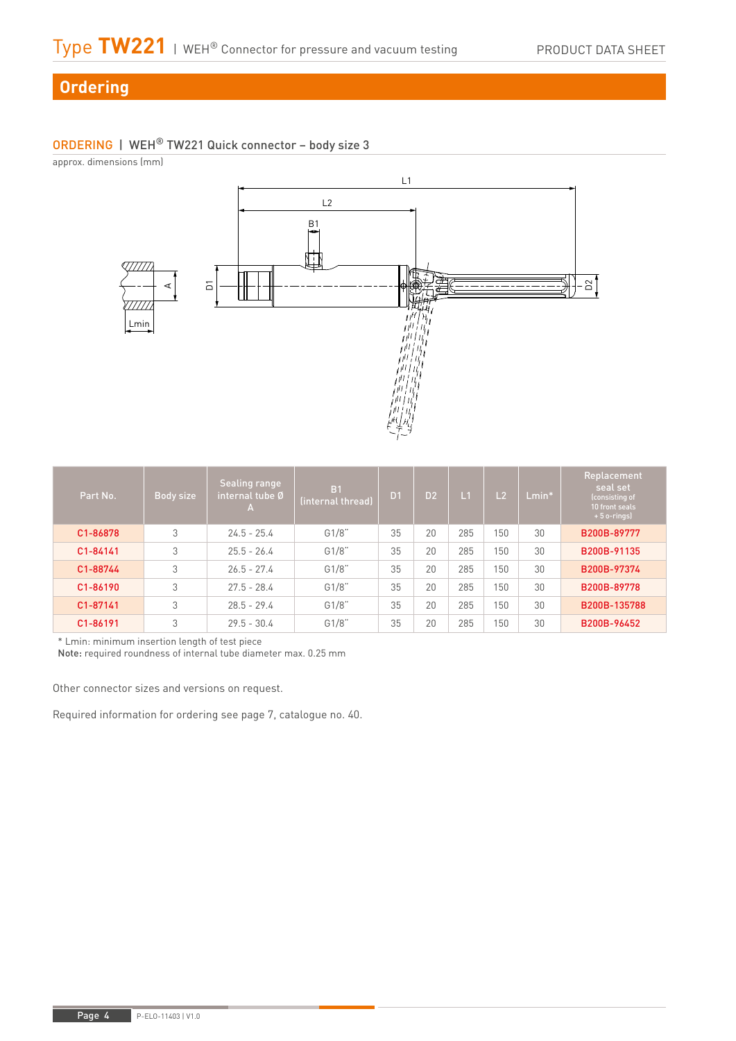## Ordering

### ORDERING | WEH® TW221 Quick connector – body size 3

approx. dimensions (mm)

| Part No. | Body size | Sealing range internal tube Ø A | B1 (internal thread) | D1 | D2 | L1 | L2 | Lmin* | Replacement seal set (consisting of 10 front seals + 5 o-rings) |
|---|---|---|---|---|---|---|---|---|---|
| C1-86878 | 3 | 24.5 - 25.4 | G1/8" | 35 | 20 | 285 | 150 | 30 | B200B-89777 |
| C1-84141 | 3 | 25.5 - 26.4 | G1/8" | 35 | 20 | 285 | 150 | 30 | B200B-91135 |
| C1-88744 | 3 | 26.5 - 27.4 | G1/8" | 35 | 20 | 285 | 150 | 30 | B200B-97374 |
| C1-86190 | 3 | 27.5 - 28.4 | G1/8" | 35 | 20 | 285 | 150 | 30 | B200B-89778 |
| C1-87141 | 3 | 28.5 - 29.4 | G1/8" | 35 | 20 | 285 | 150 | 30 | B200B-135788 |
| C1-86191 | 3 | 29.5 - 30.4 | G1/8" | 35 | 20 | 285 | 150 | 30 | B200B-96452 |

\* Lmin: minimum insertion length of test piece

**Note:** required roundness of internal tube diameter max. 0.25 mm

Other connector sizes and versions on request.

Required information for ordering see page 7, catalogue no. 40.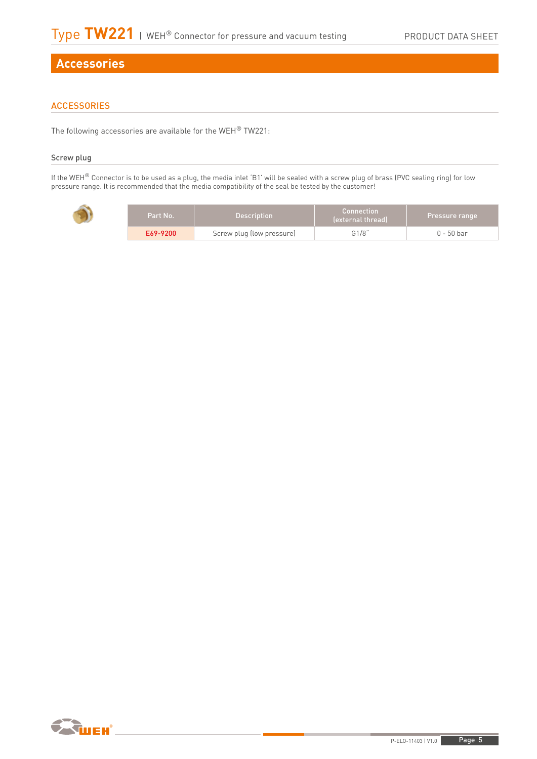# Accessories

## ACCESSORIES

The following accessories are available for the WEH® TW221:

### Screw plug

If the WEH® Connector is to be used as a plug, the media inlet ´B1´ will be sealed with a screw plug of brass (PVC sealing ring) for low pressure range. It is recommended that the media compatibility of the seal be tested by the customer!

| Part No. | Description | Connection (external thread) | Pressure range |
|---|---|---|---|
| E69-9200 | Screw plug (low pressure) | G1/8" | 0 - 50 bar |

P-ELO-11403 | V1.0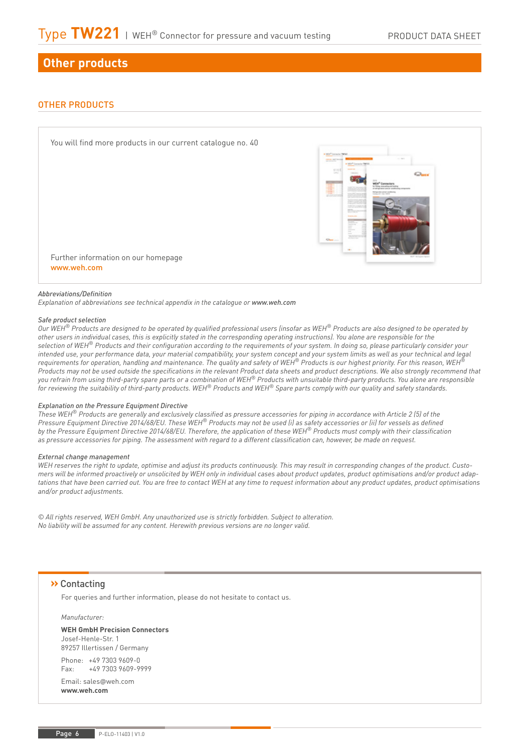## Other products

### OTHER PRODUCTS

You will find more products in our current catalogue no. 40

Further information on our homepage
www.weh.com

*Abbreviations/Definition*
*Explanation of abbreviations see technical appendix in the catalogue or* ***www.weh.com***

*Safe product selection*
*Our WEH® Products are designed to be operated by qualified professional users (insofar as WEH® Products are also designed to be operated by other users in individual cases, this is explicitly stated in the corresponding operating instructions). You alone are responsible for the selection of WEH® Products and their configuration according to the requirements of your system. In doing so, please particularly consider your intended use, your performance data, your material compatibility, your system concept and your system limits as well as your technical and legal requirements for operation, handling and maintenance. The quality and safety of WEH® Products is our highest priority. For this reason, WEH® Products may not be used outside the specifications in the relevant Product data sheets and product descriptions. We also strongly recommend that you refrain from using third-party spare parts or a combination of WEH® Products with unsuitable third-party products. You alone are responsible for reviewing the suitability of third-party products. WEH® Products and WEH® Spare parts comply with our quality and safety standards.*

*Explanation on the Pressure Equipment Directive*
*These WEH® Products are generally and exclusively classified as pressure accessories for piping in accordance with Article 2 (5) of the Pressure Equipment Directive 2014/68/EU. These WEH® Products may not be used (i) as safety accessories or (ii) for vessels as defined by the Pressure Equipment Directive 2014/68/EU. Therefore, the application of these WEH® Products must comply with their classification as pressure accessories for piping. The assessment with regard to a different classification can, however, be made on request.*

*External change management*
*WEH reserves the right to update, optimise and adjust its products continuously. This may result in corresponding changes of the product. Customers will be informed proactively or unsolicited by WEH only in individual cases about product updates, product optimisations and/or product adaptations that have been carried out. You are free to contact WEH at any time to request information about any product updates, product optimisations and/or product adjustments.*

*© All rights reserved, WEH GmbH. Any unauthorized use is strictly forbidden. Subject to alteration.*
*No liability will be assumed for any content. Herewith previous versions are no longer valid.*

### » Contacting

For queries and further information, please do not hesitate to contact us.

*Manufacturer:*

**WEH GmbH Precision Connectors**
Josef-Henle-Str. 1
89257 Illertissen / Germany

Phone: +49 7303 9609-0
Fax: +49 7303 9609-9999

Email: sales@weh.com
**www.weh.com**

P-ELO-11403 | V1.0